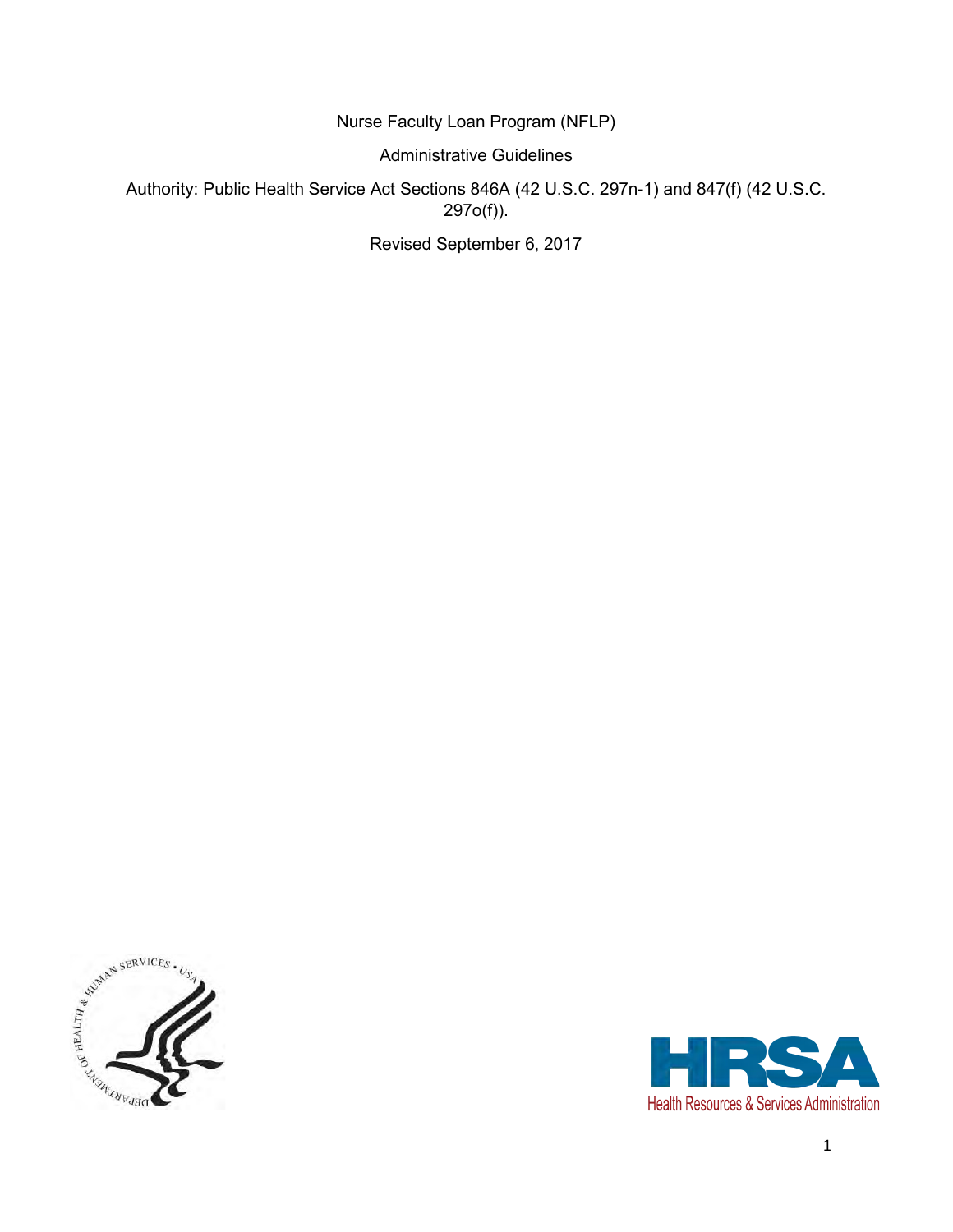# Nurse Faculty Loan Program (NFLP)

## Administrative Guidelines

Authority: Public Health Service Act Sections 846A (42 U.S.C. 297n-1) and 847(f) (42 U.S.C. 297o(f)).

Revised September 6, 2017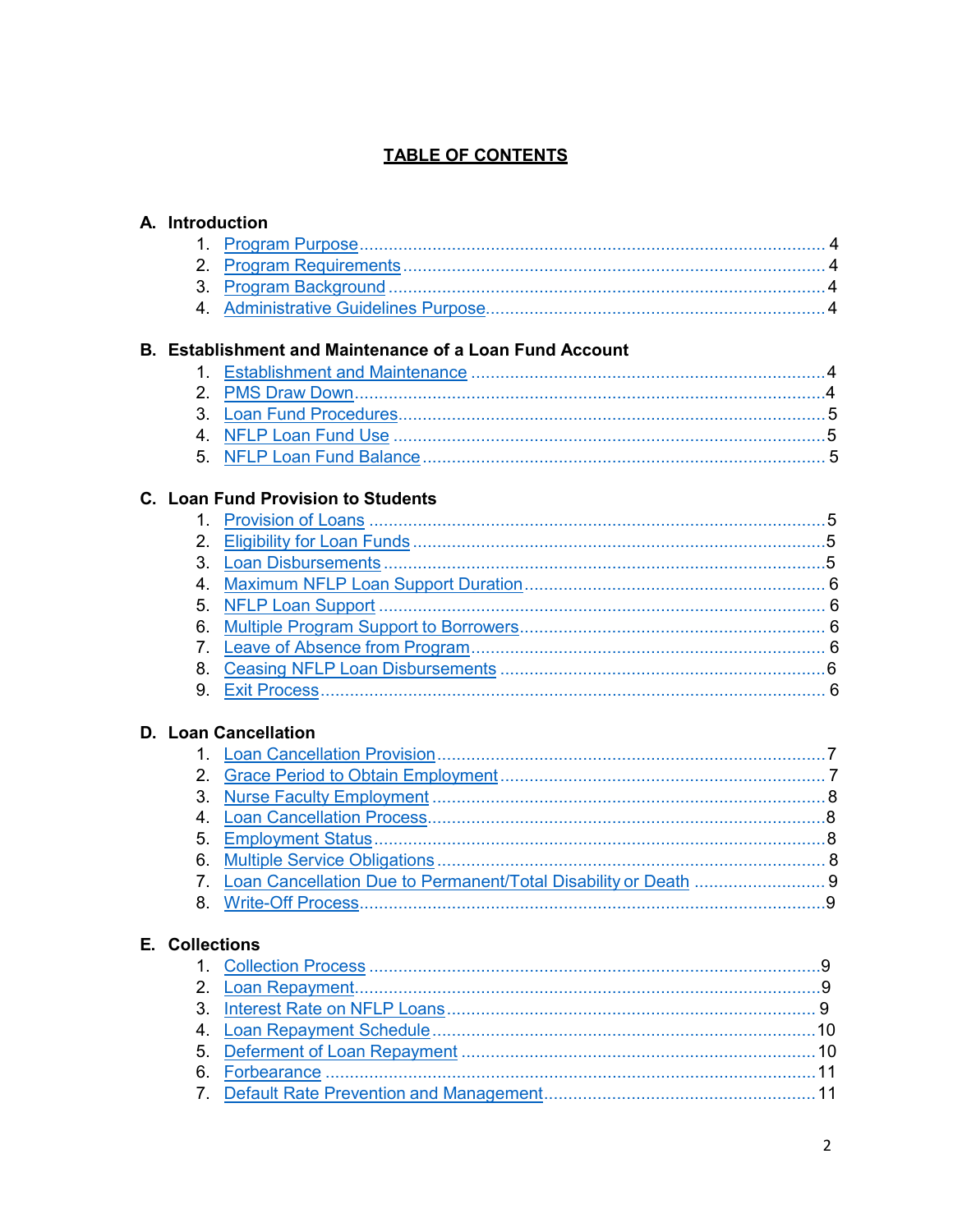# TABLE OF CONTENTS

## A. Introduction

1. Program Purpose ........ 4
2. Program Requirements ........ 4
3. Program Background ........ 4
4. Administrative Guidelines Purpose ........ 4

## B. Establishment and Maintenance of a Loan Fund Account

1. Establishment and Maintenance ........ 4
2. PMS Draw Down ........ 4
3. Loan Fund Procedures ........ 5
4. NFLP Loan Fund Use ........ 5
5. NFLP Loan Fund Balance ........ 5

## C. Loan Fund Provision to Students

1. Provision of Loans ........ 5
2. Eligibility for Loan Funds ........ 5
3. Loan Disbursements ........ 5
4. Maximum NFLP Loan Support Duration ........ 6
5. NFLP Loan Support ........ 6
6. Multiple Program Support to Borrowers ........ 6
7. Leave of Absence from Program ........ 6
8. Ceasing NFLP Loan Disbursements ........ 6
9. Exit Process ........ 6

## D. Loan Cancellation

1. Loan Cancellation Provision ........ 7
2. Grace Period to Obtain Employment ........ 7
3. Nurse Faculty Employment ........ 8
4. Loan Cancellation Process ........ 8
5. Employment Status ........ 8
6. Multiple Service Obligations ........ 8
7. Loan Cancellation Due to Permanent/Total Disability or Death ........ 9
8. Write-Off Process ........ 9

## E. Collections

1. Collection Process ........ 9
2. Loan Repayment ........ 9
3. Interest Rate on NFLP Loans ........ 9
4. Loan Repayment Schedule ........ 10
5. Deferment of Loan Repayment ........ 10
6. Forbearance ........ 11
7. Default Rate Prevention and Management ........ 11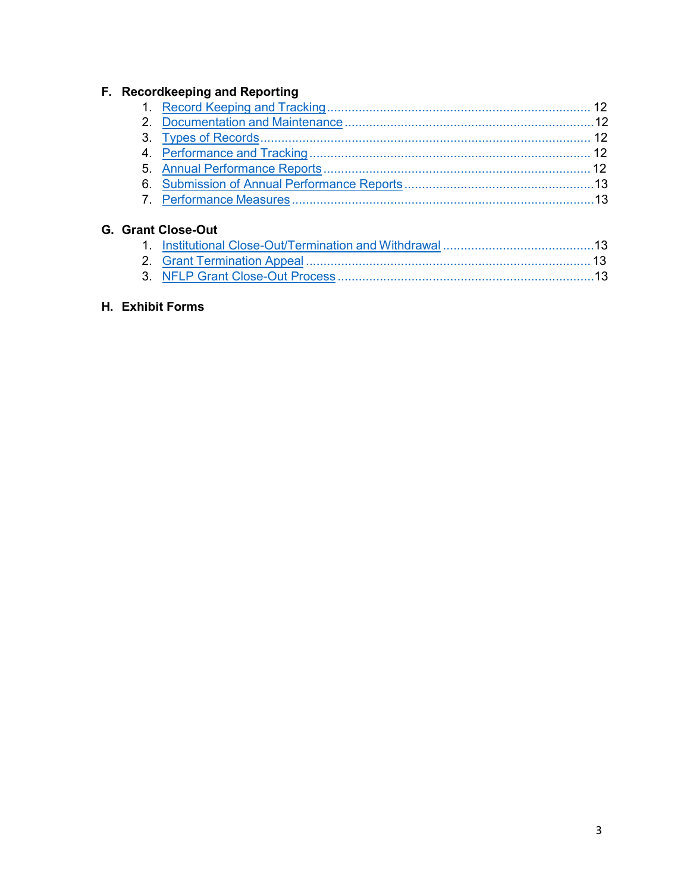**F. Recordkeeping and Reporting**

1. Record Keeping and Tracking .......... 12
2. Documentation and Maintenance .......... 12
3. Types of Records .......... 12
4. Performance and Tracking .......... 12
5. Annual Performance Reports .......... 12
6. Submission of Annual Performance Reports .......... 13
7. Performance Measures .......... 13

**G. Grant Close-Out**

1. Institutional Close-Out/Termination and Withdrawal .......... 13
2. Grant Termination Appeal .......... 13
3. NFLP Grant Close-Out Process .......... 13

**H. Exhibit Forms**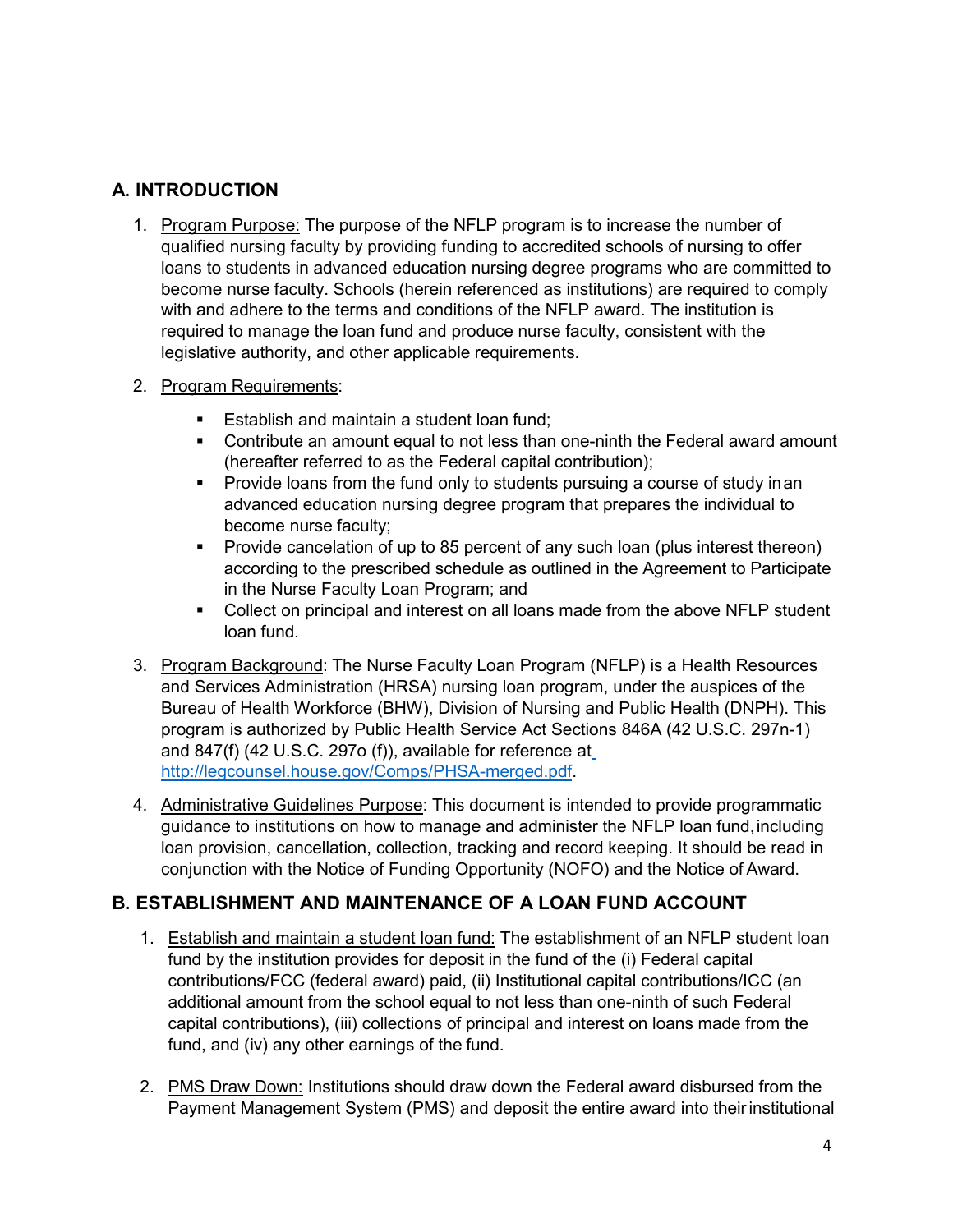## A. INTRODUCTION

1. Program Purpose: The purpose of the NFLP program is to increase the number of qualified nursing faculty by providing funding to accredited schools of nursing to offer loans to students in advanced education nursing degree programs who are committed to become nurse faculty. Schools (herein referenced as institutions) are required to comply with and adhere to the terms and conditions of the NFLP award. The institution is required to manage the loan fund and produce nurse faculty, consistent with the legislative authority, and other applicable requirements.

2. Program Requirements:

    - Establish and maintain a student loan fund;
    - Contribute an amount equal to not less than one-ninth the Federal award amount (hereafter referred to as the Federal capital contribution);
    - Provide loans from the fund only to students pursuing a course of study in an advanced education nursing degree program that prepares the individual to become nurse faculty;
    - Provide cancelation of up to 85 percent of any such loan (plus interest thereon) according to the prescribed schedule as outlined in the Agreement to Participate in the Nurse Faculty Loan Program; and
    - Collect on principal and interest on all loans made from the above NFLP student loan fund.

3. Program Background: The Nurse Faculty Loan Program (NFLP) is a Health Resources and Services Administration (HRSA) nursing loan program, under the auspices of the Bureau of Health Workforce (BHW), Division of Nursing and Public Health (DNPH). This program is authorized by Public Health Service Act Sections 846A (42 U.S.C. 297n-1) and 847(f) (42 U.S.C. 297o (f)), available for reference at http://legcounsel.house.gov/Comps/PHSA-merged.pdf.

4. Administrative Guidelines Purpose: This document is intended to provide programmatic guidance to institutions on how to manage and administer the NFLP loan fund, including loan provision, cancellation, collection, tracking and record keeping. It should be read in conjunction with the Notice of Funding Opportunity (NOFO) and the Notice of Award.

## B. ESTABLISHMENT AND MAINTENANCE OF A LOAN FUND ACCOUNT

1. Establish and maintain a student loan fund: The establishment of an NFLP student loan fund by the institution provides for deposit in the fund of the (i) Federal capital contributions/FCC (federal award) paid, (ii) Institutional capital contributions/ICC (an additional amount from the school equal to not less than one-ninth of such Federal capital contributions), (iii) collections of principal and interest on loans made from the fund, and (iv) any other earnings of the fund.

2. PMS Draw Down: Institutions should draw down the Federal award disbursed from the Payment Management System (PMS) and deposit the entire award into their institutional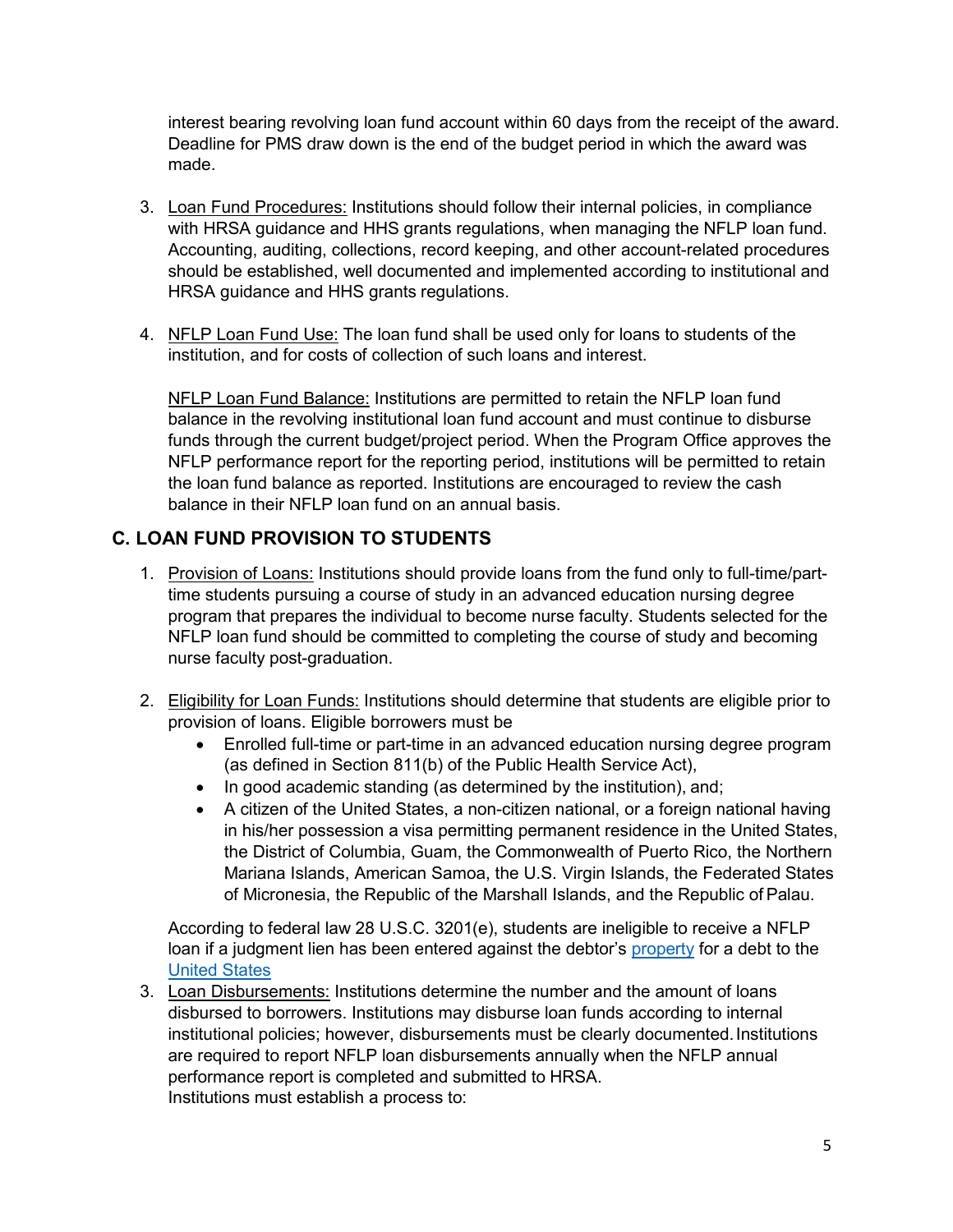interest bearing revolving loan fund account within 60 days from the receipt of the award. Deadline for PMS draw down is the end of the budget period in which the award was made.

3. Loan Fund Procedures: Institutions should follow their internal policies, in compliance with HRSA guidance and HHS grants regulations, when managing the NFLP loan fund. Accounting, auditing, collections, record keeping, and other account-related procedures should be established, well documented and implemented according to institutional and HRSA guidance and HHS grants regulations.

4. NFLP Loan Fund Use: The loan fund shall be used only for loans to students of the institution, and for costs of collection of such loans and interest.

   NFLP Loan Fund Balance: Institutions are permitted to retain the NFLP loan fund balance in the revolving institutional loan fund account and must continue to disburse funds through the current budget/project period. When the Program Office approves the NFLP performance report for the reporting period, institutions will be permitted to retain the loan fund balance as reported. Institutions are encouraged to review the cash balance in their NFLP loan fund on an annual basis.

## C. LOAN FUND PROVISION TO STUDENTS

1. Provision of Loans: Institutions should provide loans from the fund only to full-time/part-time students pursuing a course of study in an advanced education nursing degree program that prepares the individual to become nurse faculty. Students selected for the NFLP loan fund should be committed to completing the course of study and becoming nurse faculty post-graduation.

2. Eligibility for Loan Funds: Institutions should determine that students are eligible prior to provision of loans. Eligible borrowers must be
   - Enrolled full-time or part-time in an advanced education nursing degree program (as defined in Section 811(b) of the Public Health Service Act),
   - In good academic standing (as determined by the institution), and;
   - A citizen of the United States, a non-citizen national, or a foreign national having in his/her possession a visa permitting permanent residence in the United States, the District of Columbia, Guam, the Commonwealth of Puerto Rico, the Northern Mariana Islands, American Samoa, the U.S. Virgin Islands, the Federated States of Micronesia, the Republic of the Marshall Islands, and the Republic of Palau.

   According to federal law 28 U.S.C. 3201(e), students are ineligible to receive a NFLP loan if a judgment lien has been entered against the debtor's property for a debt to the United States

3. Loan Disbursements: Institutions determine the number and the amount of loans disbursed to borrowers. Institutions may disburse loan funds according to internal institutional policies; however, disbursements must be clearly documented. Institutions are required to report NFLP loan disbursements annually when the NFLP annual performance report is completed and submitted to HRSA.
   Institutions must establish a process to: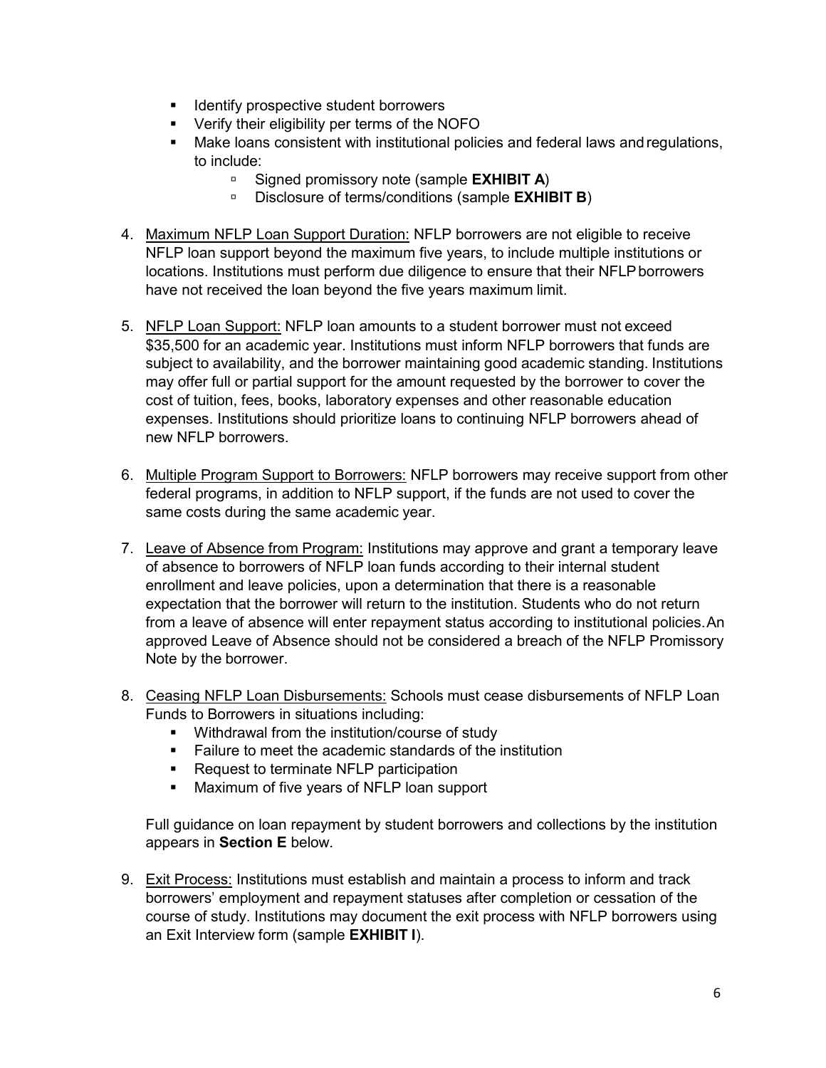- Identify prospective student borrowers
- Verify their eligibility per terms of the NOFO
- Make loans consistent with institutional policies and federal laws and regulations, to include:
  - Signed promissory note (sample **EXHIBIT A**)
  - Disclosure of terms/conditions (sample **EXHIBIT B**)

4. Maximum NFLP Loan Support Duration: NFLP borrowers are not eligible to receive NFLP loan support beyond the maximum five years, to include multiple institutions or locations. Institutions must perform due diligence to ensure that their NFLP borrowers have not received the loan beyond the five years maximum limit.

5. NFLP Loan Support: NFLP loan amounts to a student borrower must not exceed $35,500 for an academic year. Institutions must inform NFLP borrowers that funds are subject to availability, and the borrower maintaining good academic standing. Institutions may offer full or partial support for the amount requested by the borrower to cover the cost of tuition, fees, books, laboratory expenses and other reasonable education expenses. Institutions should prioritize loans to continuing NFLP borrowers ahead of new NFLP borrowers.

6. Multiple Program Support to Borrowers: NFLP borrowers may receive support from other federal programs, in addition to NFLP support, if the funds are not used to cover the same costs during the same academic year.

7. Leave of Absence from Program: Institutions may approve and grant a temporary leave of absence to borrowers of NFLP loan funds according to their internal student enrollment and leave policies, upon a determination that there is a reasonable expectation that the borrower will return to the institution. Students who do not return from a leave of absence will enter repayment status according to institutional policies. An approved Leave of Absence should not be considered a breach of the NFLP Promissory Note by the borrower.

8. Ceasing NFLP Loan Disbursements: Schools must cease disbursements of NFLP Loan Funds to Borrowers in situations including:
   - Withdrawal from the institution/course of study
   - Failure to meet the academic standards of the institution
   - Request to terminate NFLP participation
   - Maximum of five years of NFLP loan support

   Full guidance on loan repayment by student borrowers and collections by the institution appears in **Section E** below.

9. Exit Process: Institutions must establish and maintain a process to inform and track borrowers' employment and repayment statuses after completion or cessation of the course of study. Institutions may document the exit process with NFLP borrowers using an Exit Interview form (sample **EXHIBIT I**).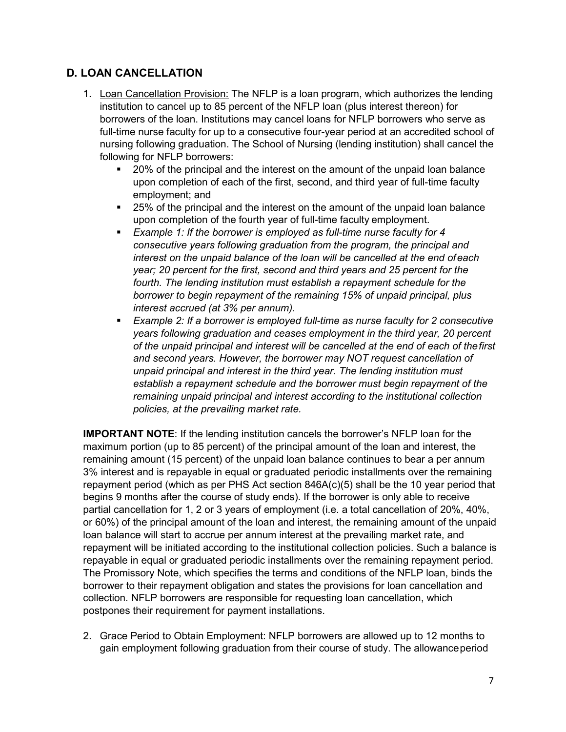## D. LOAN CANCELLATION

1. Loan Cancellation Provision: The NFLP is a loan program, which authorizes the lending institution to cancel up to 85 percent of the NFLP loan (plus interest thereon) for borrowers of the loan. Institutions may cancel loans for NFLP borrowers who serve as full-time nurse faculty for up to a consecutive four-year period at an accredited school of nursing following graduation. The School of Nursing (lending institution) shall cancel the following for NFLP borrowers:
   - 20% of the principal and the interest on the amount of the unpaid loan balance upon completion of each of the first, second, and third year of full-time faculty employment; and
   - 25% of the principal and the interest on the amount of the unpaid loan balance upon completion of the fourth year of full-time faculty employment.
   - *Example 1: If the borrower is employed as full-time nurse faculty for 4 consecutive years following graduation from the program, the principal and interest on the unpaid balance of the loan will be cancelled at the end of each year; 20 percent for the first, second and third years and 25 percent for the fourth. The lending institution must establish a repayment schedule for the borrower to begin repayment of the remaining 15% of unpaid principal, plus interest accrued (at 3% per annum).*
   - *Example 2: If a borrower is employed full-time as nurse faculty for 2 consecutive years following graduation and ceases employment in the third year, 20 percent of the unpaid principal and interest will be cancelled at the end of each of the first and second years. However, the borrower may NOT request cancellation of unpaid principal and interest in the third year. The lending institution must establish a repayment schedule and the borrower must begin repayment of the remaining unpaid principal and interest according to the institutional collection policies, at the prevailing market rate.*

**IMPORTANT NOTE**: If the lending institution cancels the borrower's NFLP loan for the maximum portion (up to 85 percent) of the principal amount of the loan and interest, the remaining amount (15 percent) of the unpaid loan balance continues to bear a per annum 3% interest and is repayable in equal or graduated periodic installments over the remaining repayment period (which as per PHS Act section 846A(c)(5) shall be the 10 year period that begins 9 months after the course of study ends). If the borrower is only able to receive partial cancellation for 1, 2 or 3 years of employment (i.e. a total cancellation of 20%, 40%, or 60%) of the principal amount of the loan and interest, the remaining amount of the unpaid loan balance will start to accrue per annum interest at the prevailing market rate, and repayment will be initiated according to the institutional collection policies. Such a balance is repayable in equal or graduated periodic installments over the remaining repayment period. The Promissory Note, which specifies the terms and conditions of the NFLP loan, binds the borrower to their repayment obligation and states the provisions for loan cancellation and collection. NFLP borrowers are responsible for requesting loan cancellation, which postpones their requirement for payment installations.

2. Grace Period to Obtain Employment: NFLP borrowers are allowed up to 12 months to gain employment following graduation from their course of study. The allowance period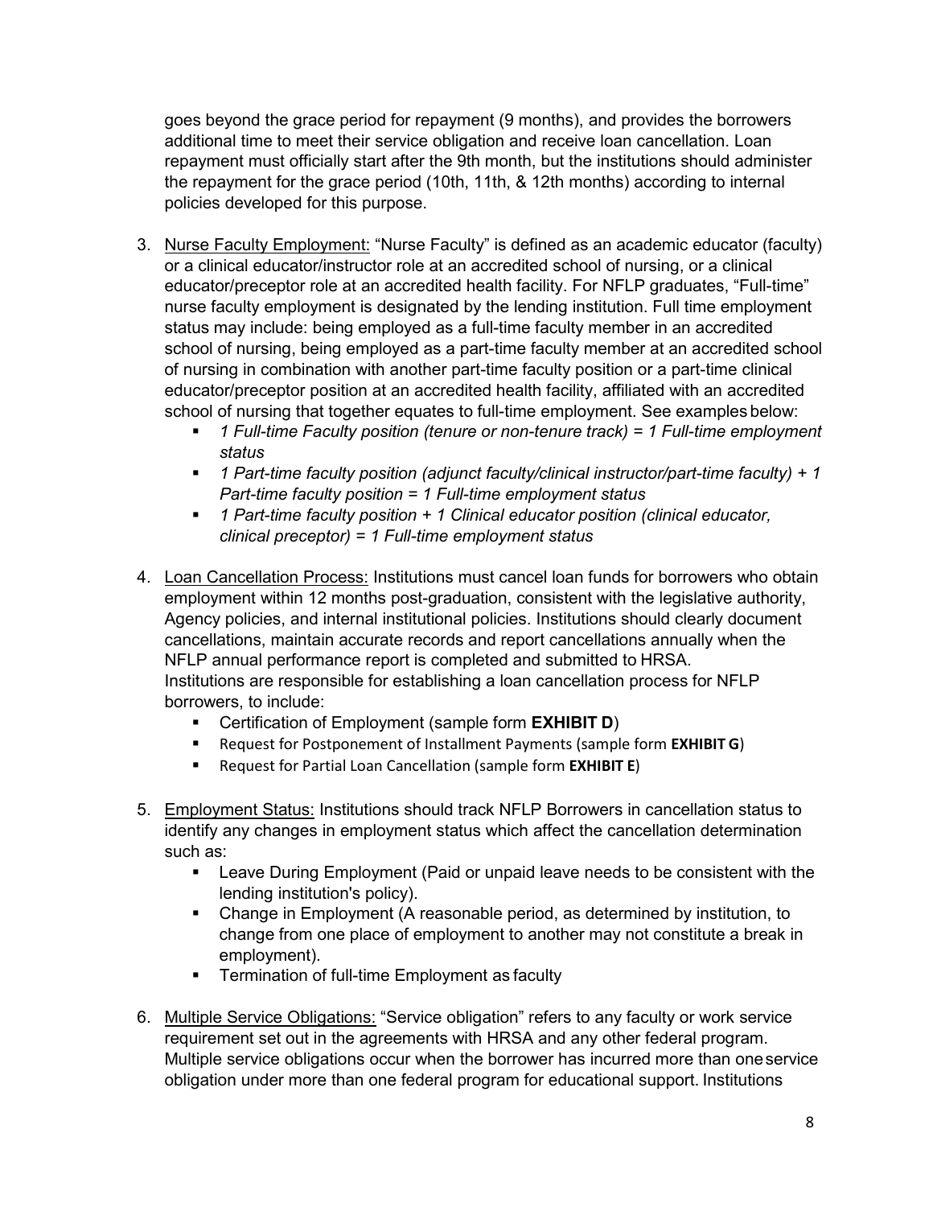goes beyond the grace period for repayment (9 months), and provides the borrowers additional time to meet their service obligation and receive loan cancellation. Loan repayment must officially start after the 9th month, but the institutions should administer the repayment for the grace period (10th, 11th, & 12th months) according to internal policies developed for this purpose.

3. <u>Nurse Faculty Employment:</u> "Nurse Faculty" is defined as an academic educator (faculty) or a clinical educator/instructor role at an accredited school of nursing, or a clinical educator/preceptor role at an accredited health facility. For NFLP graduates, "Full-time" nurse faculty employment is designated by the lending institution. Full time employment status may include: being employed as a full-time faculty member in an accredited school of nursing, being employed as a part-time faculty member at an accredited school of nursing in combination with another part-time faculty position or a part-time clinical educator/preceptor position at an accredited health facility, affiliated with an accredited school of nursing that together equates to full-time employment. See examples below:
   - *1 Full-time Faculty position (tenure or non-tenure track) = 1 Full-time employment status*
   - *1 Part-time faculty position (adjunct faculty/clinical instructor/part-time faculty) + 1 Part-time faculty position = 1 Full-time employment status*
   - *1 Part-time faculty position + 1 Clinical educator position (clinical educator, clinical preceptor) = 1 Full-time employment status*

4. <u>Loan Cancellation Process:</u> Institutions must cancel loan funds for borrowers who obtain employment within 12 months post-graduation, consistent with the legislative authority, Agency policies, and internal institutional policies. Institutions should clearly document cancellations, maintain accurate records and report cancellations annually when the NFLP annual performance report is completed and submitted to HRSA. Institutions are responsible for establishing a loan cancellation process for NFLP borrowers, to include:
   - Certification of Employment (sample form **EXHIBIT D**)
   - Request for Postponement of Installment Payments (sample form **EXHIBIT G**)
   - Request for Partial Loan Cancellation (sample form **EXHIBIT E**)

5. <u>Employment Status:</u> Institutions should track NFLP Borrowers in cancellation status to identify any changes in employment status which affect the cancellation determination such as:
   - Leave During Employment (Paid or unpaid leave needs to be consistent with the lending institution's policy).
   - Change in Employment (A reasonable period, as determined by institution, to change from one place of employment to another may not constitute a break in employment).
   - Termination of full-time Employment as faculty

6. <u>Multiple Service Obligations:</u> "Service obligation" refers to any faculty or work service requirement set out in the agreements with HRSA and any other federal program. Multiple service obligations occur when the borrower has incurred more than one service obligation under more than one federal program for educational support. Institutions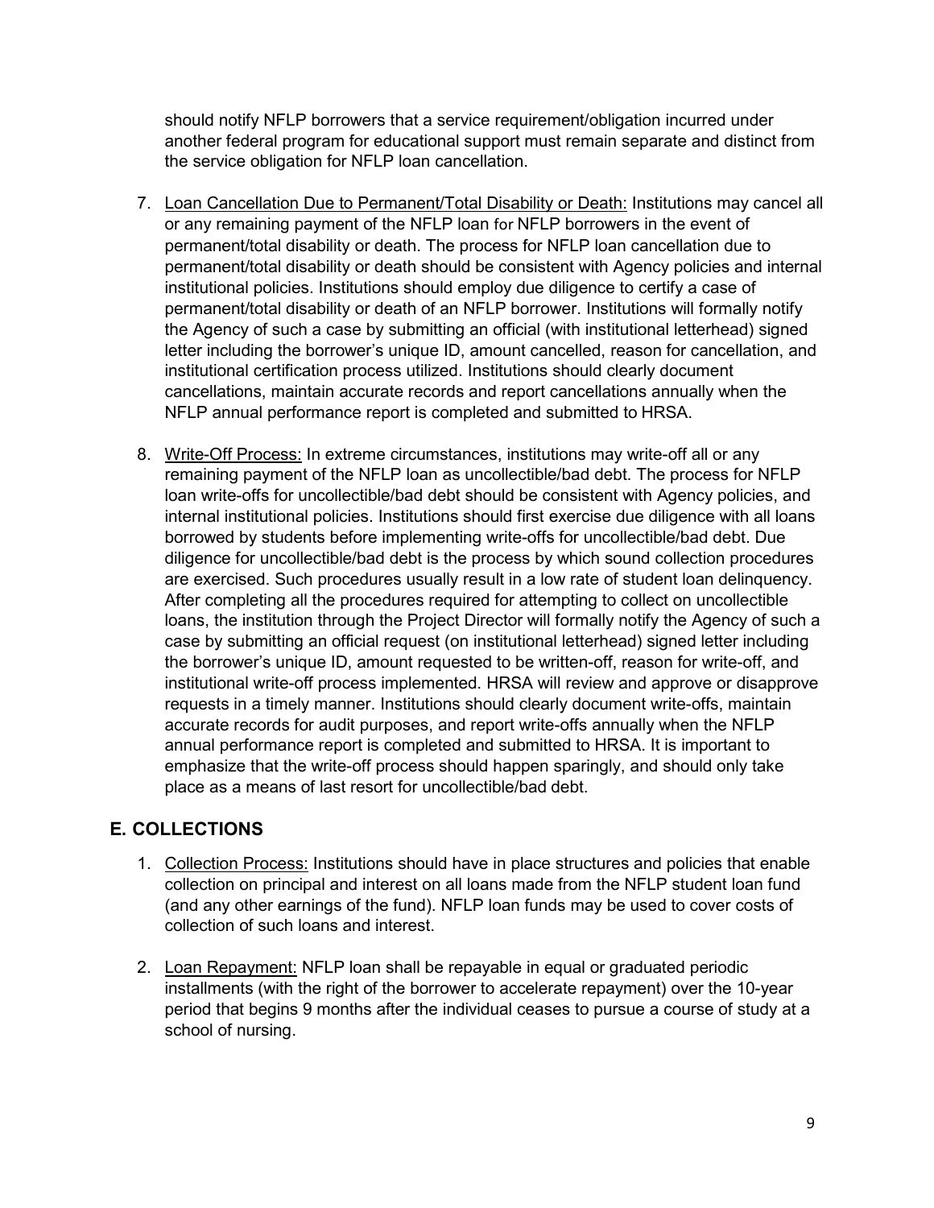should notify NFLP borrowers that a service requirement/obligation incurred under another federal program for educational support must remain separate and distinct from the service obligation for NFLP loan cancellation.

7. Loan Cancellation Due to Permanent/Total Disability or Death: Institutions may cancel all or any remaining payment of the NFLP loan for NFLP borrowers in the event of permanent/total disability or death. The process for NFLP loan cancellation due to permanent/total disability or death should be consistent with Agency policies and internal institutional policies. Institutions should employ due diligence to certify a case of permanent/total disability or death of an NFLP borrower. Institutions will formally notify the Agency of such a case by submitting an official (with institutional letterhead) signed letter including the borrower's unique ID, amount cancelled, reason for cancellation, and institutional certification process utilized. Institutions should clearly document cancellations, maintain accurate records and report cancellations annually when the NFLP annual performance report is completed and submitted to HRSA.

8. Write-Off Process: In extreme circumstances, institutions may write-off all or any remaining payment of the NFLP loan as uncollectible/bad debt. The process for NFLP loan write-offs for uncollectible/bad debt should be consistent with Agency policies, and internal institutional policies. Institutions should first exercise due diligence with all loans borrowed by students before implementing write-offs for uncollectible/bad debt. Due diligence for uncollectible/bad debt is the process by which sound collection procedures are exercised. Such procedures usually result in a low rate of student loan delinquency. After completing all the procedures required for attempting to collect on uncollectible loans, the institution through the Project Director will formally notify the Agency of such a case by submitting an official request (on institutional letterhead) signed letter including the borrower's unique ID, amount requested to be written-off, reason for write-off, and institutional write-off process implemented. HRSA will review and approve or disapprove requests in a timely manner. Institutions should clearly document write-offs, maintain accurate records for audit purposes, and report write-offs annually when the NFLP annual performance report is completed and submitted to HRSA. It is important to emphasize that the write-off process should happen sparingly, and should only take place as a means of last resort for uncollectible/bad debt.

## E. COLLECTIONS

1. Collection Process: Institutions should have in place structures and policies that enable collection on principal and interest on all loans made from the NFLP student loan fund (and any other earnings of the fund). NFLP loan funds may be used to cover costs of collection of such loans and interest.

2. Loan Repayment: NFLP loan shall be repayable in equal or graduated periodic installments (with the right of the borrower to accelerate repayment) over the 10-year period that begins 9 months after the individual ceases to pursue a course of study at a school of nursing.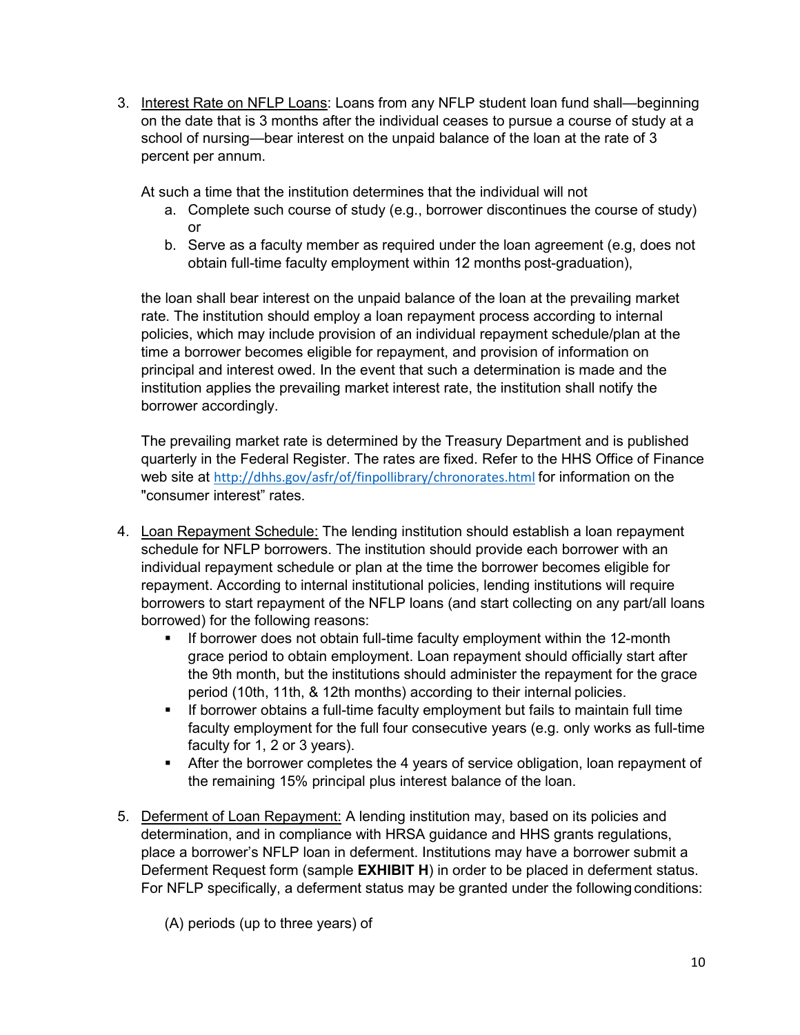3. Interest Rate on NFLP Loans: Loans from any NFLP student loan fund shall—beginning on the date that is 3 months after the individual ceases to pursue a course of study at a school of nursing—bear interest on the unpaid balance of the loan at the rate of 3 percent per annum.

   At such a time that the institution determines that the individual will not

   a. Complete such course of study (e.g., borrower discontinues the course of study) or
   b. Serve as a faculty member as required under the loan agreement (e.g, does not obtain full-time faculty employment within 12 months post-graduation),

   the loan shall bear interest on the unpaid balance of the loan at the prevailing market rate. The institution should employ a loan repayment process according to internal policies, which may include provision of an individual repayment schedule/plan at the time a borrower becomes eligible for repayment, and provision of information on principal and interest owed. In the event that such a determination is made and the institution applies the prevailing market interest rate, the institution shall notify the borrower accordingly.

   The prevailing market rate is determined by the Treasury Department and is published quarterly in the Federal Register. The rates are fixed. Refer to the HHS Office of Finance web site at http://dhhs.gov/asfr/of/finpollibrary/chronorates.html for information on the "consumer interest" rates.

4. Loan Repayment Schedule: The lending institution should establish a loan repayment schedule for NFLP borrowers. The institution should provide each borrower with an individual repayment schedule or plan at the time the borrower becomes eligible for repayment. According to internal institutional policies, lending institutions will require borrowers to start repayment of the NFLP loans (and start collecting on any part/all loans borrowed) for the following reasons:
   - If borrower does not obtain full-time faculty employment within the 12-month grace period to obtain employment. Loan repayment should officially start after the 9th month, but the institutions should administer the repayment for the grace period (10th, 11th, & 12th months) according to their internal policies.
   - If borrower obtains a full-time faculty employment but fails to maintain full time faculty employment for the full four consecutive years (e.g. only works as full-time faculty for 1, 2 or 3 years).
   - After the borrower completes the 4 years of service obligation, loan repayment of the remaining 15% principal plus interest balance of the loan.

5. Deferment of Loan Repayment: A lending institution may, based on its policies and determination, and in compliance with HRSA guidance and HHS grants regulations, place a borrower's NFLP loan in deferment. Institutions may have a borrower submit a Deferment Request form (sample **EXHIBIT H**) in order to be placed in deferment status. For NFLP specifically, a deferment status may be granted under the following conditions:

   (A) periods (up to three years) of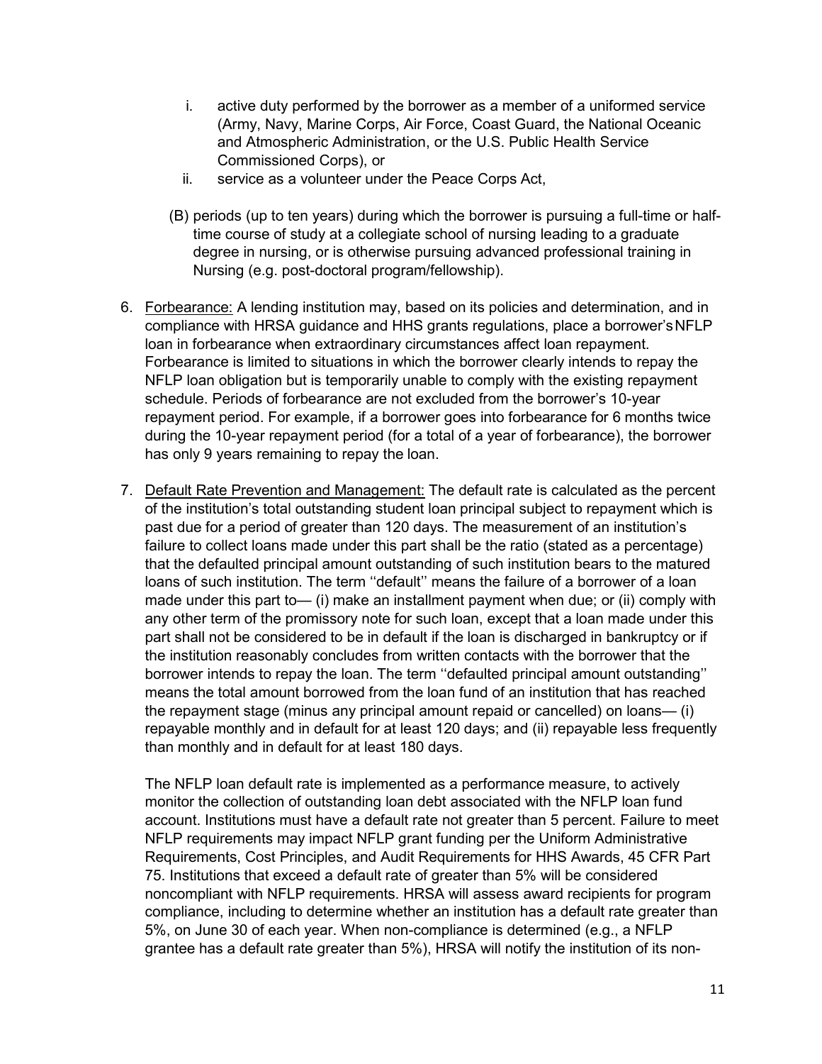i. active duty performed by the borrower as a member of a uniformed service (Army, Navy, Marine Corps, Air Force, Coast Guard, the National Oceanic and Atmospheric Administration, or the U.S. Public Health Service Commissioned Corps), or
   ii. service as a volunteer under the Peace Corps Act,

  (B) periods (up to ten years) during which the borrower is pursuing a full-time or half-time course of study at a collegiate school of nursing leading to a graduate degree in nursing, or is otherwise pursuing advanced professional training in Nursing (e.g. post-doctoral program/fellowship).

6. Forbearance: A lending institution may, based on its policies and determination, and in compliance with HRSA guidance and HHS grants regulations, place a borrower's NFLP loan in forbearance when extraordinary circumstances affect loan repayment. Forbearance is limited to situations in which the borrower clearly intends to repay the NFLP loan obligation but is temporarily unable to comply with the existing repayment schedule. Periods of forbearance are not excluded from the borrower's 10-year repayment period. For example, if a borrower goes into forbearance for 6 months twice during the 10-year repayment period (for a total of a year of forbearance), the borrower has only 9 years remaining to repay the loan.

7. Default Rate Prevention and Management: The default rate is calculated as the percent of the institution's total outstanding student loan principal subject to repayment which is past due for a period of greater than 120 days. The measurement of an institution's failure to collect loans made under this part shall be the ratio (stated as a percentage) that the defaulted principal amount outstanding of such institution bears to the matured loans of such institution. The term ''default'' means the failure of a borrower of a loan made under this part to— (i) make an installment payment when due; or (ii) comply with any other term of the promissory note for such loan, except that a loan made under this part shall not be considered to be in default if the loan is discharged in bankruptcy or if the institution reasonably concludes from written contacts with the borrower that the borrower intends to repay the loan. The term ''defaulted principal amount outstanding'' means the total amount borrowed from the loan fund of an institution that has reached the repayment stage (minus any principal amount repaid or cancelled) on loans— (i) repayable monthly and in default for at least 120 days; and (ii) repayable less frequently than monthly and in default for at least 180 days.

   The NFLP loan default rate is implemented as a performance measure, to actively monitor the collection of outstanding loan debt associated with the NFLP loan fund account. Institutions must have a default rate not greater than 5 percent. Failure to meet NFLP requirements may impact NFLP grant funding per the Uniform Administrative Requirements, Cost Principles, and Audit Requirements for HHS Awards, 45 CFR Part 75. Institutions that exceed a default rate of greater than 5% will be considered noncompliant with NFLP requirements. HRSA will assess award recipients for program compliance, including to determine whether an institution has a default rate greater than 5%, on June 30 of each year. When non-compliance is determined (e.g., a NFLP grantee has a default rate greater than 5%), HRSA will notify the institution of its non-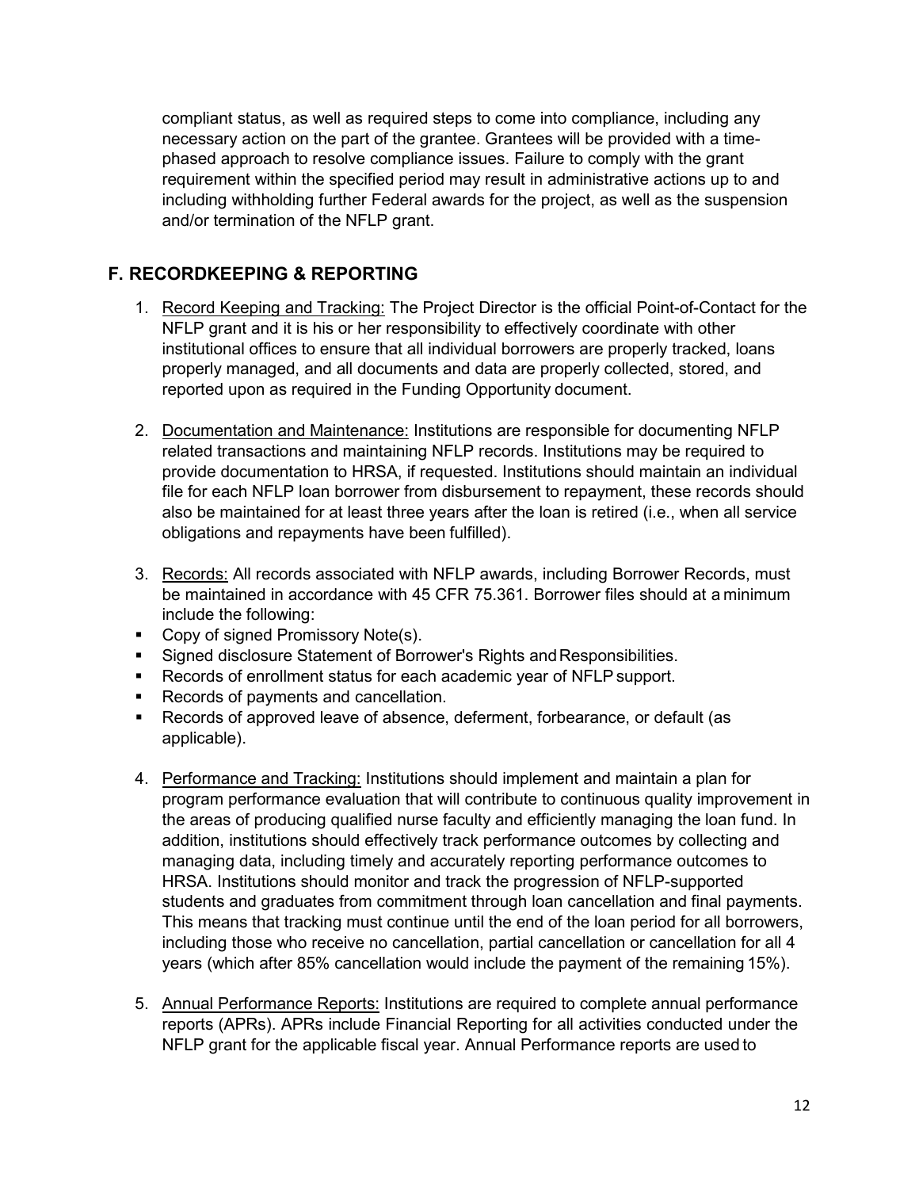compliant status, as well as required steps to come into compliance, including any necessary action on the part of the grantee. Grantees will be provided with a time-phased approach to resolve compliance issues. Failure to comply with the grant requirement within the specified period may result in administrative actions up to and including withholding further Federal awards for the project, as well as the suspension and/or termination of the NFLP grant.

## F. RECORDKEEPING & REPORTING

1. <u>Record Keeping and Tracking:</u> The Project Director is the official Point-of-Contact for the NFLP grant and it is his or her responsibility to effectively coordinate with other institutional offices to ensure that all individual borrowers are properly tracked, loans properly managed, and all documents and data are properly collected, stored, and reported upon as required in the Funding Opportunity document.

2. <u>Documentation and Maintenance:</u> Institutions are responsible for documenting NFLP related transactions and maintaining NFLP records. Institutions may be required to provide documentation to HRSA, if requested. Institutions should maintain an individual file for each NFLP loan borrower from disbursement to repayment, these records should also be maintained for at least three years after the loan is retired (i.e., when all service obligations and repayments have been fulfilled).

3. <u>Records:</u> All records associated with NFLP awards, including Borrower Records, must be maintained in accordance with 45 CFR 75.361. Borrower files should at a minimum include the following:

- Copy of signed Promissory Note(s).
- Signed disclosure Statement of Borrower's Rights and Responsibilities.
- Records of enrollment status for each academic year of NFLP support.
- Records of payments and cancellation.
- Records of approved leave of absence, deferment, forbearance, or default (as applicable).

4. <u>Performance and Tracking:</u> Institutions should implement and maintain a plan for program performance evaluation that will contribute to continuous quality improvement in the areas of producing qualified nurse faculty and efficiently managing the loan fund. In addition, institutions should effectively track performance outcomes by collecting and managing data, including timely and accurately reporting performance outcomes to HRSA. Institutions should monitor and track the progression of NFLP-supported students and graduates from commitment through loan cancellation and final payments. This means that tracking must continue until the end of the loan period for all borrowers, including those who receive no cancellation, partial cancellation or cancellation for all 4 years (which after 85% cancellation would include the payment of the remaining 15%).

5. <u>Annual Performance Reports:</u> Institutions are required to complete annual performance reports (APRs). APRs include Financial Reporting for all activities conducted under the NFLP grant for the applicable fiscal year. Annual Performance reports are used to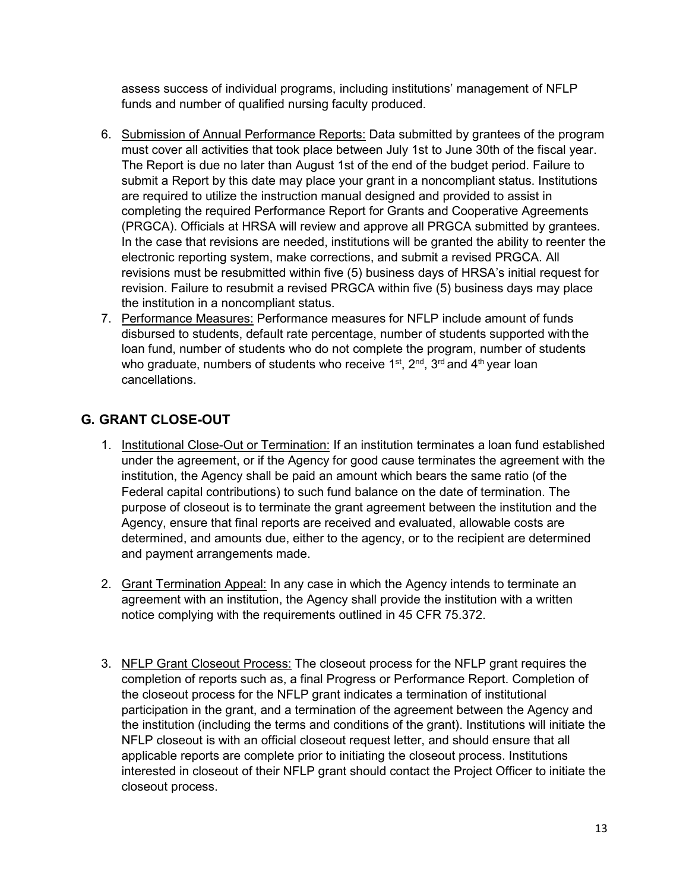assess success of individual programs, including institutions' management of NFLP funds and number of qualified nursing faculty produced.

6. Submission of Annual Performance Reports: Data submitted by grantees of the program must cover all activities that took place between July 1st to June 30th of the fiscal year. The Report is due no later than August 1st of the end of the budget period. Failure to submit a Report by this date may place your grant in a noncompliant status. Institutions are required to utilize the instruction manual designed and provided to assist in completing the required Performance Report for Grants and Cooperative Agreements (PRGCA). Officials at HRSA will review and approve all PRGCA submitted by grantees. In the case that revisions are needed, institutions will be granted the ability to reenter the electronic reporting system, make corrections, and submit a revised PRGCA. All revisions must be resubmitted within five (5) business days of HRSA's initial request for revision. Failure to resubmit a revised PRGCA within five (5) business days may place the institution in a noncompliant status.
7. Performance Measures: Performance measures for NFLP include amount of funds disbursed to students, default rate percentage, number of students supported with the loan fund, number of students who do not complete the program, number of students who graduate, numbers of students who receive 1st, 2nd, 3rd and 4th year loan cancellations.

## G. GRANT CLOSE-OUT

1. Institutional Close-Out or Termination: If an institution terminates a loan fund established under the agreement, or if the Agency for good cause terminates the agreement with the institution, the Agency shall be paid an amount which bears the same ratio (of the Federal capital contributions) to such fund balance on the date of termination. The purpose of closeout is to terminate the grant agreement between the institution and the Agency, ensure that final reports are received and evaluated, allowable costs are determined, and amounts due, either to the agency, or to the recipient are determined and payment arrangements made.

2. Grant Termination Appeal: In any case in which the Agency intends to terminate an agreement with an institution, the Agency shall provide the institution with a written notice complying with the requirements outlined in 45 CFR 75.372.

3. NFLP Grant Closeout Process: The closeout process for the NFLP grant requires the completion of reports such as, a final Progress or Performance Report. Completion of the closeout process for the NFLP grant indicates a termination of institutional participation in the grant, and a termination of the agreement between the Agency and the institution (including the terms and conditions of the grant). Institutions will initiate the NFLP closeout is with an official closeout request letter, and should ensure that all applicable reports are complete prior to initiating the closeout process. Institutions interested in closeout of their NFLP grant should contact the Project Officer to initiate the closeout process.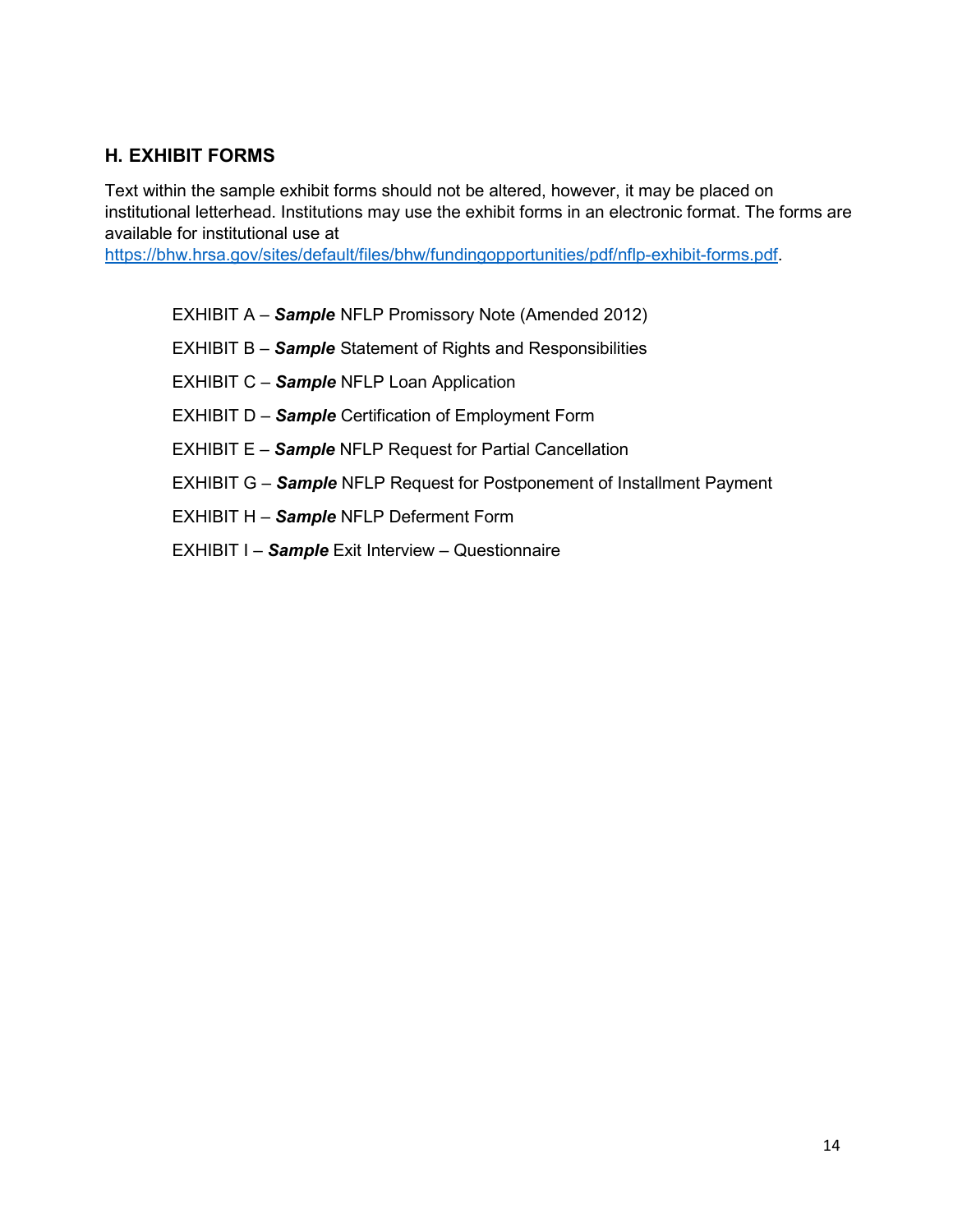## H. EXHIBIT FORMS

Text within the sample exhibit forms should not be altered, however, it may be placed on institutional letterhead. Institutions may use the exhibit forms in an electronic format. The forms are available for institutional use at https://bhw.hrsa.gov/sites/default/files/bhw/fundingopportunities/pdf/nflp-exhibit-forms.pdf.

EXHIBIT A – ***Sample*** NFLP Promissory Note (Amended 2012)

EXHIBIT B – ***Sample*** Statement of Rights and Responsibilities

EXHIBIT C – ***Sample*** NFLP Loan Application

EXHIBIT D – ***Sample*** Certification of Employment Form

EXHIBIT E – ***Sample*** NFLP Request for Partial Cancellation

EXHIBIT G – ***Sample*** NFLP Request for Postponement of Installment Payment

EXHIBIT H – ***Sample*** NFLP Deferment Form

EXHIBIT I – ***Sample*** Exit Interview – Questionnaire